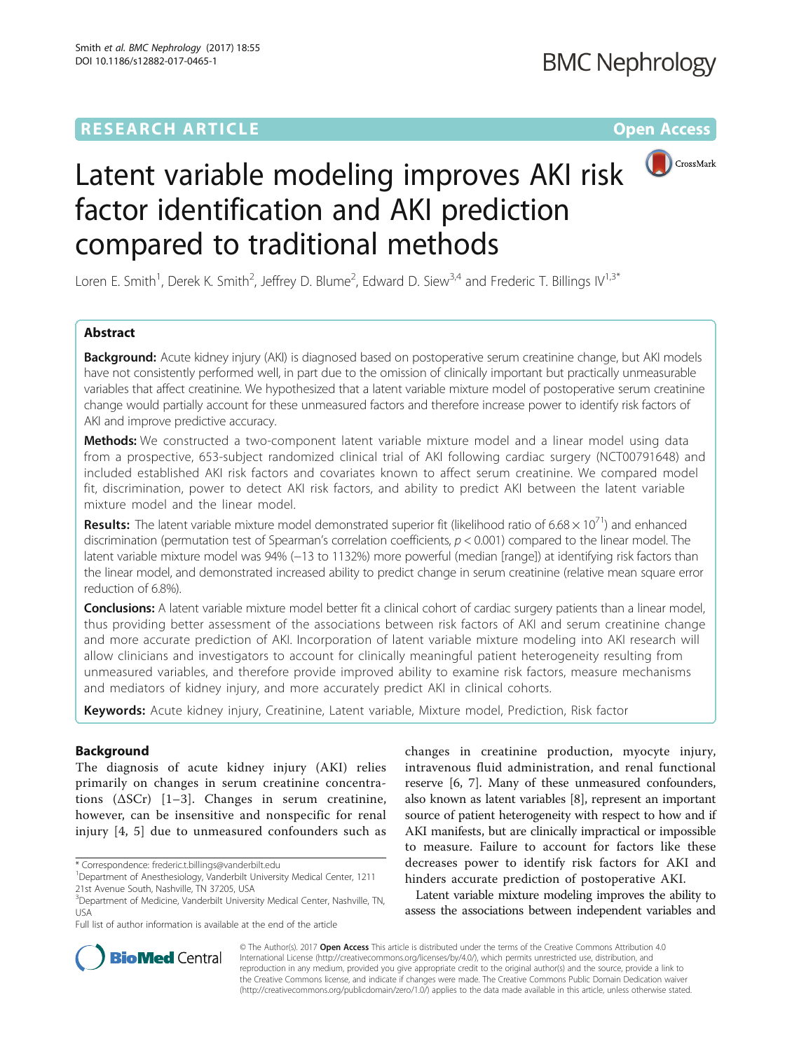RESEARCH ARTICLE

Open Access

# Latent variable modeling improves AKI risk factor identification and AKI prediction compared to traditional methods

Loren E. Smith[1], Derek K. Smith[2], Jeffrey D. Blume[2], Edward D. Siew[3,4] and Frederic T. Billings IV[1,3*]

## Abstract

**Background:** Acute kidney injury (AKI) is diagnosed based on postoperative serum creatinine change, but AKI models have not consistently performed well, in part due to the omission of clinically important but practically unmeasurable variables that affect creatinine. We hypothesized that a latent variable mixture model of postoperative serum creatinine change would partially account for these unmeasured factors and therefore increase power to identify risk factors of AKI and improve predictive accuracy.

**Methods:** We constructed a two-component latent variable mixture model and a linear model using data from a prospective, 653-subject randomized clinical trial of AKI following cardiac surgery (NCT00791648) and included established AKI risk factors and covariates known to affect serum creatinine. We compared model fit, discrimination, power to detect AKI risk factors, and ability to predict AKI between the latent variable mixture model and the linear model.

**Results:** The latent variable mixture model demonstrated superior fit (likelihood ratio of $6.68 \times 10^{71}$) and enhanced discrimination (permutation test of Spearman's correlation coefficients, $p < 0.001$) compared to the linear model. The latent variable mixture model was 94% (−13 to 1132%) more powerful (median [range]) at identifying risk factors than the linear model, and demonstrated increased ability to predict change in serum creatinine (relative mean square error reduction of 6.8%).

**Conclusions:** A latent variable mixture model better fit a clinical cohort of cardiac surgery patients than a linear model, thus providing better assessment of the associations between risk factors of AKI and serum creatinine change and more accurate prediction of AKI. Incorporation of latent variable mixture modeling into AKI research will allow clinicians and investigators to account for clinically meaningful patient heterogeneity resulting from unmeasured variables, and therefore provide improved ability to examine risk factors, measure mechanisms and mediators of kidney injury, and more accurately predict AKI in clinical cohorts.

**Keywords:** Acute kidney injury, Creatinine, Latent variable, Mixture model, Prediction, Risk factor

## Background

The diagnosis of acute kidney injury (AKI) relies primarily on changes in serum creatinine concentrations (ΔSCr) [1–3]. Changes in serum creatinine, however, can be insensitive and nonspecific for renal injury [4, 5] due to unmeasured confounders such as changes in creatinine production, myocyte injury, intravenous fluid administration, and renal functional reserve [6, 7]. Many of these unmeasured confounders, also known as latent variables [8], represent an important source of patient heterogeneity with respect to how and if AKI manifests, but are clinically impractical or impossible to measure. Failure to account for factors like these decreases power to identify risk factors for AKI and hinders accurate prediction of postoperative AKI.

Latent variable mixture modeling improves the ability to assess the associations between independent variables and

* Correspondence: frederic.t.billings@vanderbilt.edu
[1]Department of Anesthesiology, Vanderbilt University Medical Center, 1211 21st Avenue South, Nashville, TN 37205, USA
[3]Department of Medicine, Vanderbilt University Medical Center, Nashville, TN, USA
Full list of author information is available at the end of the article

© The Author(s). 2017 **Open Access** This article is distributed under the terms of the Creative Commons Attribution 4.0 International License (http://creativecommons.org/licenses/by/4.0/), which permits unrestricted use, distribution, and reproduction in any medium, provided you give appropriate credit to the original author(s) and the source, provide a link to the Creative Commons license, and indicate if changes were made. The Creative Commons Public Domain Dedication waiver (http://creativecommons.org/publicdomain/zero/1.0/) applies to the data made available in this article, unless otherwise stated.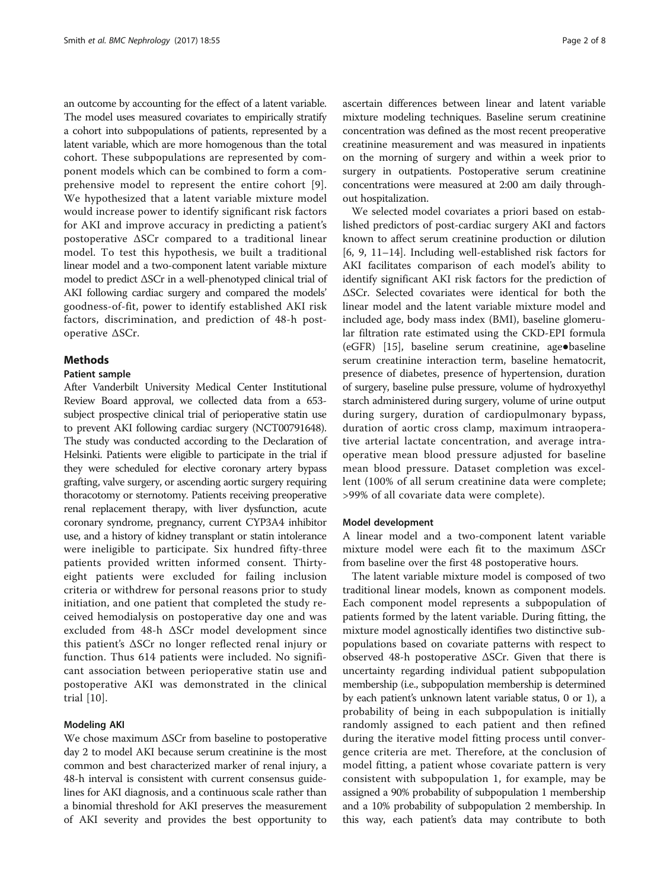an outcome by accounting for the effect of a latent variable. The model uses measured covariates to empirically stratify a cohort into subpopulations of patients, represented by a latent variable, which are more homogenous than the total cohort. These subpopulations are represented by component models which can be combined to form a comprehensive model to represent the entire cohort [9]. We hypothesized that a latent variable mixture model would increase power to identify significant risk factors for AKI and improve accuracy in predicting a patient's postoperative ΔSCr compared to a traditional linear model. To test this hypothesis, we built a traditional linear model and a two-component latent variable mixture model to predict ΔSCr in a well-phenotyped clinical trial of AKI following cardiac surgery and compared the models' goodness-of-fit, power to identify established AKI risk factors, discrimination, and prediction of 48-h postoperative ΔSCr.

## Methods

### Patient sample

After Vanderbilt University Medical Center Institutional Review Board approval, we collected data from a 653-subject prospective clinical trial of perioperative statin use to prevent AKI following cardiac surgery (NCT00791648). The study was conducted according to the Declaration of Helsinki. Patients were eligible to participate in the trial if they were scheduled for elective coronary artery bypass grafting, valve surgery, or ascending aortic surgery requiring thoracotomy or sternotomy. Patients receiving preoperative renal replacement therapy, with liver dysfunction, acute coronary syndrome, pregnancy, current CYP3A4 inhibitor use, and a history of kidney transplant or statin intolerance were ineligible to participate. Six hundred fifty-three patients provided written informed consent. Thirty-eight patients were excluded for failing inclusion criteria or withdrew for personal reasons prior to study initiation, and one patient that completed the study received hemodialysis on postoperative day one and was excluded from 48-h ΔSCr model development since this patient's ΔSCr no longer reflected renal injury or function. Thus 614 patients were included. No significant association between perioperative statin use and postoperative AKI was demonstrated in the clinical trial [10].

### Modeling AKI

We chose maximum ΔSCr from baseline to postoperative day 2 to model AKI because serum creatinine is the most common and best characterized marker of renal injury, a 48-h interval is consistent with current consensus guidelines for AKI diagnosis, and a continuous scale rather than a binomial threshold for AKI preserves the measurement of AKI severity and provides the best opportunity to ascertain differences between linear and latent variable mixture modeling techniques. Baseline serum creatinine concentration was defined as the most recent preoperative creatinine measurement and was measured in inpatients on the morning of surgery and within a week prior to surgery in outpatients. Postoperative serum creatinine concentrations were measured at 2:00 am daily throughout hospitalization.

We selected model covariates a priori based on established predictors of post-cardiac surgery AKI and factors known to affect serum creatinine production or dilution [6, 9, 11–14]. Including well-established risk factors for AKI facilitates comparison of each model's ability to identify significant AKI risk factors for the prediction of ΔSCr. Selected covariates were identical for both the linear model and the latent variable mixture model and included age, body mass index (BMI), baseline glomerular filtration rate estimated using the CKD-EPI formula (eGFR) [15], baseline serum creatinine, age•baseline serum creatinine interaction term, baseline hematocrit, presence of diabetes, presence of hypertension, duration of surgery, baseline pulse pressure, volume of hydroxyethyl starch administered during surgery, volume of urine output during surgery, duration of cardiopulmonary bypass, duration of aortic cross clamp, maximum intraoperative arterial lactate concentration, and average intraoperative mean blood pressure adjusted for baseline mean blood pressure. Dataset completion was excellent (100% of all serum creatinine data were complete; >99% of all covariate data were complete).

### Model development

A linear model and a two-component latent variable mixture model were each fit to the maximum ΔSCr from baseline over the first 48 postoperative hours.

The latent variable mixture model is composed of two traditional linear models, known as component models. Each component model represents a subpopulation of patients formed by the latent variable. During fitting, the mixture model agnostically identifies two distinctive subpopulations based on covariate patterns with respect to observed 48-h postoperative ΔSCr. Given that there is uncertainty regarding individual patient subpopulation membership (i.e., subpopulation membership is determined by each patient's unknown latent variable status, 0 or 1), a probability of being in each subpopulation is initially randomly assigned to each patient and then refined during the iterative model fitting process until convergence criteria are met. Therefore, at the conclusion of model fitting, a patient whose covariate pattern is very consistent with subpopulation 1, for example, may be assigned a 90% probability of subpopulation 1 membership and a 10% probability of subpopulation 2 membership. In this way, each patient's data may contribute to both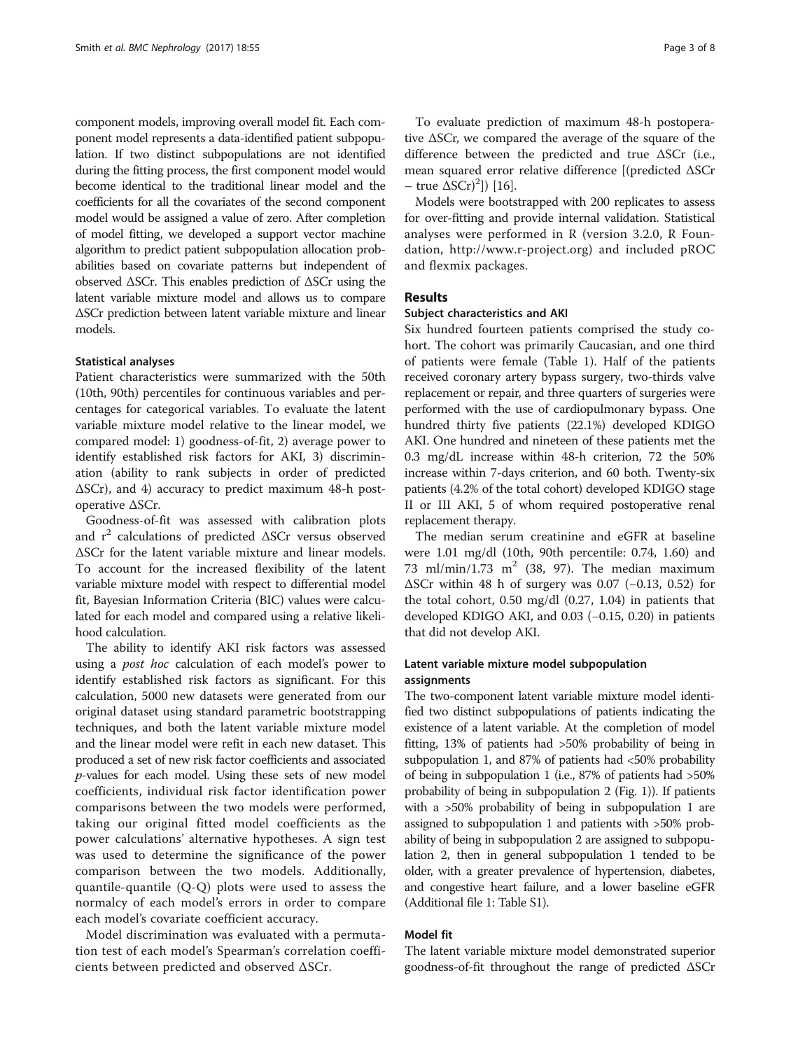component models, improving overall model fit. Each component model represents a data-identified patient subpopulation. If two distinct subpopulations are not identified during the fitting process, the first component model would become identical to the traditional linear model and the coefficients for all the covariates of the second component model would be assigned a value of zero. After completion of model fitting, we developed a support vector machine algorithm to predict patient subpopulation allocation probabilities based on covariate patterns but independent of observed ΔSCr. This enables prediction of ΔSCr using the latent variable mixture model and allows us to compare ΔSCr prediction between latent variable mixture and linear models.

### Statistical analyses

Patient characteristics were summarized with the 50th (10th, 90th) percentiles for continuous variables and percentages for categorical variables. To evaluate the latent variable mixture model relative to the linear model, we compared model: 1) goodness-of-fit, 2) average power to identify established risk factors for AKI, 3) discrimination (ability to rank subjects in order of predicted ΔSCr), and 4) accuracy to predict maximum 48-h postoperative ΔSCr.

Goodness-of-fit was assessed with calibration plots and $r^2$ calculations of predicted ΔSCr versus observed ΔSCr for the latent variable mixture and linear models. To account for the increased flexibility of the latent variable mixture model with respect to differential model fit, Bayesian Information Criteria (BIC) values were calculated for each model and compared using a relative likelihood calculation.

The ability to identify AKI risk factors was assessed using a *post hoc* calculation of each model's power to identify established risk factors as significant. For this calculation, 5000 new datasets were generated from our original dataset using standard parametric bootstrapping techniques, and both the latent variable mixture model and the linear model were refit in each new dataset. This produced a set of new risk factor coefficients and associated *p*-values for each model. Using these sets of new model coefficients, individual risk factor identification power comparisons between the two models were performed, taking our original fitted model coefficients as the power calculations' alternative hypotheses. A sign test was used to determine the significance of the power comparison between the two models. Additionally, quantile-quantile (Q-Q) plots were used to assess the normalcy of each model's errors in order to compare each model's covariate coefficient accuracy.

Model discrimination was evaluated with a permutation test of each model's Spearman's correlation coefficients between predicted and observed ΔSCr.

To evaluate prediction of maximum 48-h postoperative ΔSCr, we compared the average of the square of the difference between the predicted and true ΔSCr (i.e., mean squared error relative difference [(predicted ΔSCr – true $\Delta SCr)^2$]) [16].

Models were bootstrapped with 200 replicates to assess for over-fitting and provide internal validation. Statistical analyses were performed in R (version 3.2.0, R Foundation, http://www.r-project.org) and included pROC and flexmix packages.

## Results

### Subject characteristics and AKI

Six hundred fourteen patients comprised the study cohort. The cohort was primarily Caucasian, and one third of patients were female (Table 1). Half of the patients received coronary artery bypass surgery, two-thirds valve replacement or repair, and three quarters of surgeries were performed with the use of cardiopulmonary bypass. One hundred thirty five patients (22.1%) developed KDIGO AKI. One hundred and nineteen of these patients met the 0.3 mg/dL increase within 48-h criterion, 72 the 50% increase within 7-days criterion, and 60 both. Twenty-six patients (4.2% of the total cohort) developed KDIGO stage II or III AKI, 5 of whom required postoperative renal replacement therapy.

The median serum creatinine and eGFR at baseline were 1.01 mg/dl (10th, 90th percentile: 0.74, 1.60) and 73 ml/min/1.73 $m^2$ (38, 97). The median maximum ΔSCr within 48 h of surgery was 0.07 (−0.13, 0.52) for the total cohort, 0.50 mg/dl (0.27, 1.04) in patients that developed KDIGO AKI, and 0.03 (−0.15, 0.20) in patients that did not develop AKI.

### Latent variable mixture model subpopulation assignments

The two-component latent variable mixture model identified two distinct subpopulations of patients indicating the existence of a latent variable. At the completion of model fitting, 13% of patients had >50% probability of being in subpopulation 1, and 87% of patients had <50% probability of being in subpopulation 1 (i.e., 87% of patients had >50% probability of being in subpopulation 2 (Fig. 1)). If patients with a >50% probability of being in subpopulation 1 are assigned to subpopulation 1 and patients with >50% probability of being in subpopulation 2 are assigned to subpopulation 2, then in general subpopulation 1 tended to be older, with a greater prevalence of hypertension, diabetes, and congestive heart failure, and a lower baseline eGFR (Additional file 1: Table S1).

### Model fit

The latent variable mixture model demonstrated superior goodness-of-fit throughout the range of predicted ΔSCr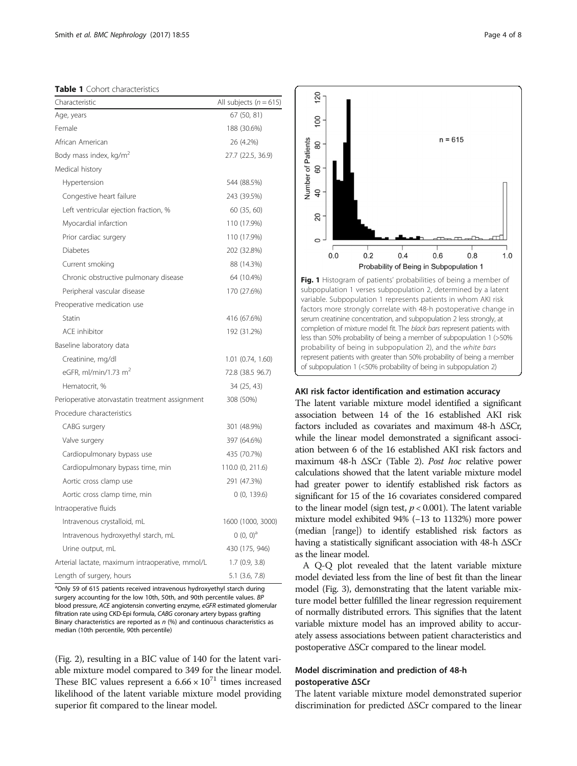**Table 1** Cohort characteristics

| Characteristic | All subjects ($n = 615$) |
| --- | --- |
| Age, years | 67 (50, 81) |
| Female | 188 (30.6%) |
| African American | 26 (4.2%) |
| Body mass index, kg/m$^2$ | 27.7 (22.5, 36.9) |
| Medical history | |
| Hypertension | 544 (88.5%) |
| Congestive heart failure | 243 (39.5%) |
| Left ventricular ejection fraction, % | 60 (35, 60) |
| Myocardial infarction | 110 (17.9%) |
| Prior cardiac surgery | 110 (17.9%) |
| Diabetes | 202 (32.8%) |
| Current smoking | 88 (14.3%) |
| Chronic obstructive pulmonary disease | 64 (10.4%) |
| Peripheral vascular disease | 170 (27.6%) |
| Preoperative medication use | |
| Statin | 416 (67.6%) |
| ACE inhibitor | 192 (31.2%) |
| Baseline laboratory data | |
| Creatinine, mg/dl | 1.01 (0.74, 1.60) |
| eGFR, ml/min/1.73 m$^2$ | 72.8 (38.5 96.7) |
| Hematocrit, % | 34 (25, 43) |
| Perioperative atorvastatin treatment assignment | 308 (50%) |
| Procedure characteristics | |
| CABG surgery | 301 (48.9%) |
| Valve surgery | 397 (64.6%) |
| Cardiopulmonary bypass use | 435 (70.7%) |
| Cardiopulmonary bypass time, min | 110.0 (0, 211.6) |
| Aortic cross clamp use | 291 (47.3%) |
| Aortic cross clamp time, min | 0 (0, 139.6) |
| Intraoperative fluids | |
| Intravenous crystalloid, mL | 1600 (1000, 3000) |
| Intravenous hydroxyethyl starch, mL | 0 (0, 0)[a] |
| Urine output, mL | 430 (175, 946) |
| Arterial lactate, maximum intraoperative, mmol/L | 1.7 (0.9, 3.8) |
| Length of surgery, hours | 5.1 (3.6, 7.8) |

[a]Only 59 of 615 patients received intravenous hydroxyethyl starch during surgery accounting for the low 10th, 50th, and 90th percentile values. *BP* blood pressure, *ACE* angiotensin converting enzyme, *eGFR* estimated glomerular filtration rate using CKD-Epi formula, *CABG* coronary artery bypass grafting

Binary characteristics are reported as *n* (%) and continuous characteristics as median (10th percentile, 90th percentile)

(Fig. 2), resulting in a BIC value of 140 for the latent variable mixture model compared to 349 for the linear model. These BIC values represent a $6.66 \times 10^{71}$ times increased likelihood of the latent variable mixture model providing superior fit compared to the linear model.

**Fig. 1** Histogram of patients' probabilities of being a member of subpopulation 1 verses subpopulation 2, determined by a latent variable. Subpopulation 1 represents patients in whom AKI risk factors more strongly correlate with 48-h postoperative change in serum creatinine concentration, and subpopulation 2 less strongly, at completion of mixture model fit. The *black bars* represent patients with less than 50% probability of being a member of subpopulation 1 (>50% probability of being in subpopulation 2), and the *white bars* represent patients with greater than 50% probability of being a member of subpopulation 1 (<50% probability of being in subpopulation 2)

### AKI risk factor identification and estimation accuracy

The latent variable mixture model identified a significant association between 14 of the 16 established AKI risk factors included as covariates and maximum 48-h ΔSCr, while the linear model demonstrated a significant association between 6 of the 16 established AKI risk factors and maximum 48-h ΔSCr (Table 2). *Post hoc* relative power calculations showed that the latent variable mixture model had greater power to identify established risk factors as significant for 15 of the 16 covariates considered compared to the linear model (sign test, $p < 0.001$). The latent variable mixture model exhibited 94% (−13 to 1132%) more power (median [range]) to identify established risk factors as having a statistically significant association with 48-h ΔSCr as the linear model.

A Q-Q plot revealed that the latent variable mixture model deviated less from the line of best fit than the linear model (Fig. 3), demonstrating that the latent variable mixture model better fulfilled the linear regression requirement of normally distributed errors. This signifies that the latent variable mixture model has an improved ability to accurately assess associations between patient characteristics and postoperative ΔSCr compared to the linear model.

### Model discrimination and prediction of 48-h postoperative ΔSCr

The latent variable mixture model demonstrated superior discrimination for predicted ΔSCr compared to the linear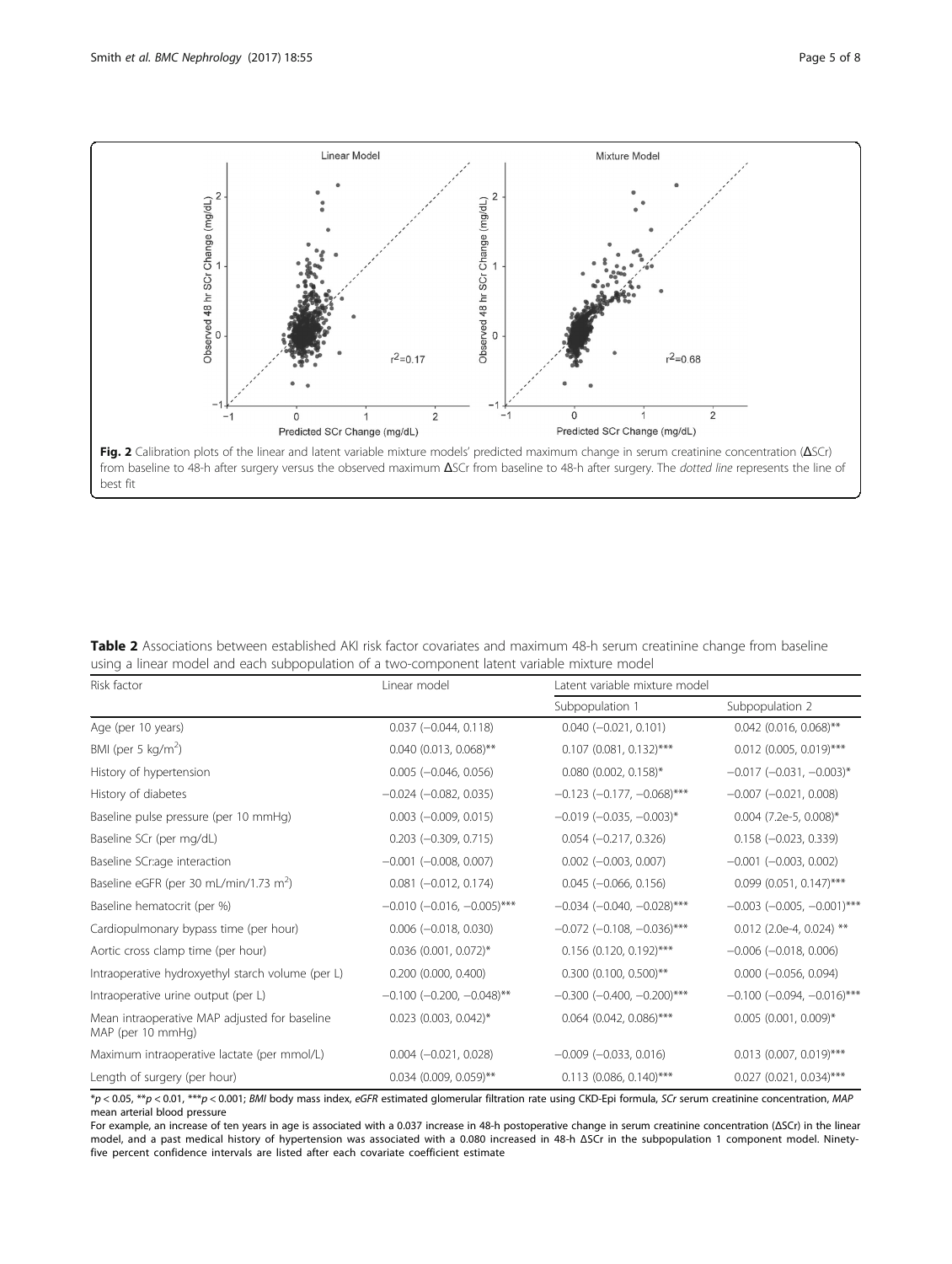**Fig. 2** Calibration plots of the linear and latent variable mixture models' predicted maximum change in serum creatinine concentration (ΔSCr) from baseline to 48-h after surgery versus the observed maximum ΔSCr from baseline to 48-h after surgery. The *dotted line* represents the line of best fit

**Table 2** Associations between established AKI risk factor covariates and maximum 48-h serum creatinine change from baseline using a linear model and each subpopulation of a two-component latent variable mixture model

| Risk factor | Linear model | Latent variable mixture model | |
|---|---|---|---|
| | | Subpopulation 1 | Subpopulation 2 |
| Age (per 10 years) | 0.037 (−0.044, 0.118) | 0.040 (−0.021, 0.101) | 0.042 (0.016, 0.068)** |
| BMI (per 5 kg/m$^2$) | 0.040 (0.013, 0.068)** | 0.107 (0.081, 0.132)*** | 0.012 (0.005, 0.019)*** |
| History of hypertension | 0.005 (−0.046, 0.056) | 0.080 (0.002, 0.158)* | −0.017 (−0.031, −0.003)* |
| History of diabetes | −0.024 (−0.082, 0.035) | −0.123 (−0.177, −0.068)*** | −0.007 (−0.021, 0.008) |
| Baseline pulse pressure (per 10 mmHg) | 0.003 (−0.009, 0.015) | −0.019 (−0.035, −0.003)* | 0.004 (7.2e-5, 0.008)* |
| Baseline SCr (per mg/dL) | 0.203 (−0.309, 0.715) | 0.054 (−0.217, 0.326) | 0.158 (−0.023, 0.339) |
| Baseline SCr:age interaction | −0.001 (−0.008, 0.007) | 0.002 (−0.003, 0.007) | −0.001 (−0.003, 0.002) |
| Baseline eGFR (per 30 mL/min/1.73 m$^2$) | 0.081 (−0.012, 0.174) | 0.045 (−0.066, 0.156) | 0.099 (0.051, 0.147)*** |
| Baseline hematocrit (per %) | −0.010 (−0.016, −0.005)*** | −0.034 (−0.040, −0.028)*** | −0.003 (−0.005, −0.001)*** |
| Cardiopulmonary bypass time (per hour) | 0.006 (−0.018, 0.030) | −0.072 (−0.108, −0.036)*** | 0.012 (2.0e-4, 0.024) ** |
| Aortic cross clamp time (per hour) | 0.036 (0.001, 0.072)* | 0.156 (0.120, 0.192)*** | −0.006 (−0.018, 0.006) |
| Intraoperative hydroxyethyl starch volume (per L) | 0.200 (0.000, 0.400) | 0.300 (0.100, 0.500)** | 0.000 (−0.056, 0.094) |
| Intraoperative urine output (per L) | −0.100 (−0.200, −0.048)** | −0.300 (−0.400, −0.200)*** | −0.100 (−0.094, −0.016)*** |
| Mean intraoperative MAP adjusted for baseline MAP (per 10 mmHg) | 0.023 (0.003, 0.042)* | 0.064 (0.042, 0.086)*** | 0.005 (0.001, 0.009)* |
| Maximum intraoperative lactate (per mmol/L) | 0.004 (−0.021, 0.028) | −0.009 (−0.033, 0.016) | 0.013 (0.007, 0.019)*** |
| Length of surgery (per hour) | 0.034 (0.009, 0.059)** | 0.113 (0.086, 0.140)*** | 0.027 (0.021, 0.034)*** |

*$p < 0.05$, **$p < 0.01$, ***$p < 0.001$; *BMI* body mass index, *eGFR* estimated glomerular filtration rate using CKD-Epi formula, *SCr* serum creatinine concentration, *MAP* mean arterial blood pressure

For example, an increase of ten years in age is associated with a 0.037 increase in 48-h postoperative change in serum creatinine concentration (ΔSCr) in the linear model, and a past medical history of hypertension was associated with a 0.080 increased in 48-h ΔSCr in the subpopulation 1 component model. Ninety-five percent confidence intervals are listed after each covariate coefficient estimate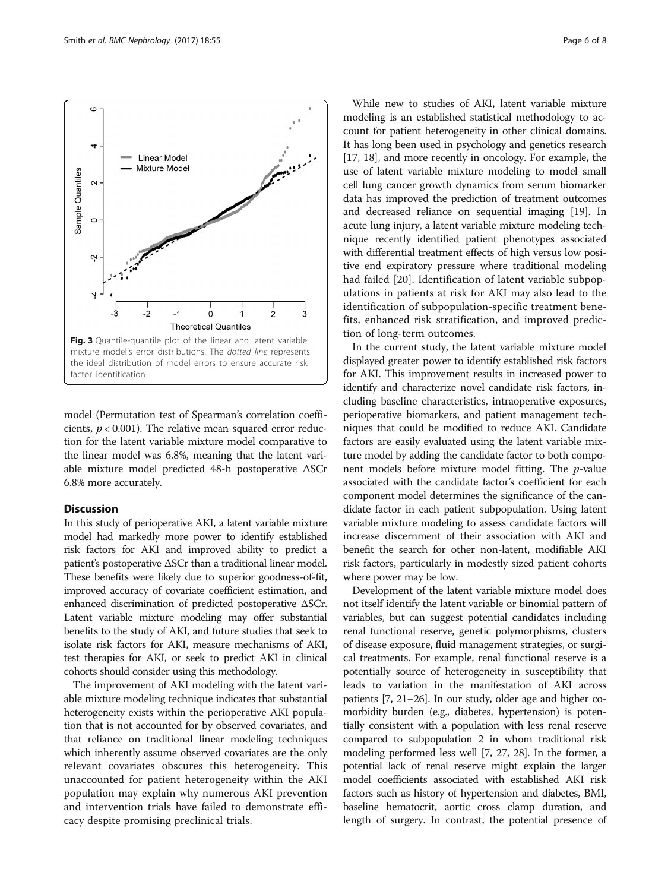Fig. 3 Quantile-quantile plot of the linear and latent variable mixture model's error distributions. The *dotted line* represents the ideal distribution of model errors to ensure accurate risk factor identification

model (Permutation test of Spearman's correlation coefficients, $p < 0.001$). The relative mean squared error reduction for the latent variable mixture model comparative to the linear model was 6.8%, meaning that the latent variable mixture model predicted 48-h postoperative ΔSCr 6.8% more accurately.

## Discussion

In this study of perioperative AKI, a latent variable mixture model had markedly more power to identify established risk factors for AKI and improved ability to predict a patient's postoperative ΔSCr than a traditional linear model. These benefits were likely due to superior goodness-of-fit, improved accuracy of covariate coefficient estimation, and enhanced discrimination of predicted postoperative ΔSCr. Latent variable mixture modeling may offer substantial benefits to the study of AKI, and future studies that seek to isolate risk factors for AKI, measure mechanisms of AKI, test therapies for AKI, or seek to predict AKI in clinical cohorts should consider using this methodology.

The improvement of AKI modeling with the latent variable mixture modeling technique indicates that substantial heterogeneity exists within the perioperative AKI population that is not accounted for by observed covariates, and that reliance on traditional linear modeling techniques which inherently assume observed covariates are the only relevant covariates obscures this heterogeneity. This unaccounted for patient heterogeneity within the AKI population may explain why numerous AKI prevention and intervention trials have failed to demonstrate efficacy despite promising preclinical trials.

While new to studies of AKI, latent variable mixture modeling is an established statistical methodology to account for patient heterogeneity in other clinical domains. It has long been used in psychology and genetics research [17, 18], and more recently in oncology. For example, the use of latent variable mixture modeling to model small cell lung cancer growth dynamics from serum biomarker data has improved the prediction of treatment outcomes and decreased reliance on sequential imaging [19]. In acute lung injury, a latent variable mixture modeling technique recently identified patient phenotypes associated with differential treatment effects of high versus low positive end expiratory pressure where traditional modeling had failed [20]. Identification of latent variable subpopulations in patients at risk for AKI may also lead to the identification of subpopulation-specific treatment benefits, enhanced risk stratification, and improved prediction of long-term outcomes.

In the current study, the latent variable mixture model displayed greater power to identify established risk factors for AKI. This improvement results in increased power to identify and characterize novel candidate risk factors, including baseline characteristics, intraoperative exposures, perioperative biomarkers, and patient management techniques that could be modified to reduce AKI. Candidate factors are easily evaluated using the latent variable mixture model by adding the candidate factor to both component models before mixture model fitting. The *p*-value associated with the candidate factor's coefficient for each component model determines the significance of the candidate factor in each patient subpopulation. Using latent variable mixture modeling to assess candidate factors will increase discernment of their association with AKI and benefit the search for other non-latent, modifiable AKI risk factors, particularly in modestly sized patient cohorts where power may be low.

Development of the latent variable mixture model does not itself identify the latent variable or binomial pattern of variables, but can suggest potential candidates including renal functional reserve, genetic polymorphisms, clusters of disease exposure, fluid management strategies, or surgical treatments. For example, renal functional reserve is a potentially source of heterogeneity in susceptibility that leads to variation in the manifestation of AKI across patients [7, 21–26]. In our study, older age and higher comorbidity burden (e.g., diabetes, hypertension) is potentially consistent with a population with less renal reserve compared to subpopulation 2 in whom traditional risk modeling performed less well [7, 27, 28]. In the former, a potential lack of renal reserve might explain the larger model coefficients associated with established AKI risk factors such as history of hypertension and diabetes, BMI, baseline hematocrit, aortic cross clamp duration, and length of surgery. In contrast, the potential presence of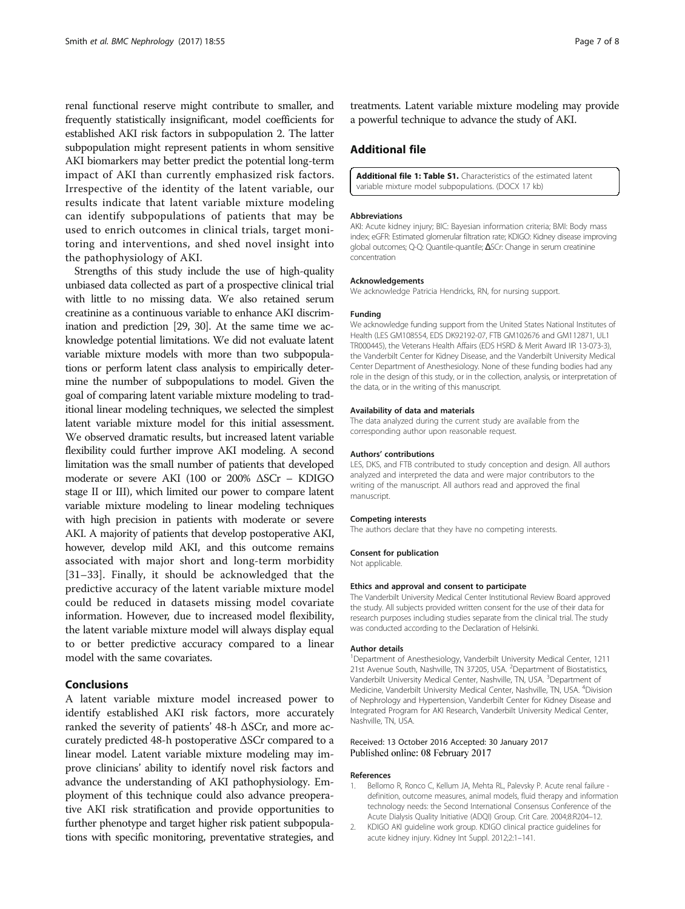renal functional reserve might contribute to smaller, and frequently statistically insignificant, model coefficients for established AKI risk factors in subpopulation 2. The latter subpopulation might represent patients in whom sensitive AKI biomarkers may better predict the potential long-term impact of AKI than currently emphasized risk factors. Irrespective of the identity of the latent variable, our results indicate that latent variable mixture modeling can identify subpopulations of patients that may be used to enrich outcomes in clinical trials, target monitoring and interventions, and shed novel insight into the pathophysiology of AKI.

Strengths of this study include the use of high-quality unbiased data collected as part of a prospective clinical trial with little to no missing data. We also retained serum creatinine as a continuous variable to enhance AKI discrimination and prediction [29, 30]. At the same time we acknowledge potential limitations. We did not evaluate latent variable mixture models with more than two subpopulations or perform latent class analysis to empirically determine the number of subpopulations to model. Given the goal of comparing latent variable mixture modeling to traditional linear modeling techniques, we selected the simplest latent variable mixture model for this initial assessment. We observed dramatic results, but increased latent variable flexibility could further improve AKI modeling. A second limitation was the small number of patients that developed moderate or severe AKI (100 or 200% ΔSCr – KDIGO stage II or III), which limited our power to compare latent variable mixture modeling to linear modeling techniques with high precision in patients with moderate or severe AKI. A majority of patients that develop postoperative AKI, however, develop mild AKI, and this outcome remains associated with major short and long-term morbidity [31–33]. Finally, it should be acknowledged that the predictive accuracy of the latent variable mixture model could be reduced in datasets missing model covariate information. However, due to increased model flexibility, the latent variable mixture model will always display equal to or better predictive accuracy compared to a linear model with the same covariates.

## Conclusions

A latent variable mixture model increased power to identify established AKI risk factors, more accurately ranked the severity of patients' 48-h ΔSCr, and more accurately predicted 48-h postoperative ΔSCr compared to a linear model. Latent variable mixture modeling may improve clinicians' ability to identify novel risk factors and advance the understanding of AKI pathophysiology. Employment of this technique could also advance preoperative AKI risk stratification and provide opportunities to further phenotype and target higher risk patient subpopulations with specific monitoring, preventative strategies, and treatments. Latent variable mixture modeling may provide a powerful technique to advance the study of AKI.

## Additional file

**Additional file 1: Table S1.** Characteristics of the estimated latent variable mixture model subpopulations. (DOCX 17 kb)

#### Abbreviations

AKI: Acute kidney injury; BIC: Bayesian information criteria; BMI: Body mass index; eGFR: Estimated glomerular filtration rate; KDIGO: Kidney disease improving global outcomes; Q-Q: Quantile-quantile; ΔSCr: Change in serum creatinine concentration

#### Acknowledgements

We acknowledge Patricia Hendricks, RN, for nursing support.

#### Funding

We acknowledge funding support from the United States National Institutes of Health (LES GM108554, EDS DK92192-07, FTB GM102676 and GM112871, UL1 TR000445), the Veterans Health Affairs (EDS HSRD & Merit Award IIR 13-073-3), the Vanderbilt Center for Kidney Disease, and the Vanderbilt University Medical Center Department of Anesthesiology. None of these funding bodies had any role in the design of this study, or in the collection, analysis, or interpretation of the data, or in the writing of this manuscript.

#### Availability of data and materials

The data analyzed during the current study are available from the corresponding author upon reasonable request.

#### Authors' contributions

LES, DKS, and FTB contributed to study conception and design. All authors analyzed and interpreted the data and were major contributors to the writing of the manuscript. All authors read and approved the final manuscript.

#### Competing interests

The authors declare that they have no competing interests.

#### Consent for publication

Not applicable.

#### Ethics and approval and consent to participate

The Vanderbilt University Medical Center Institutional Review Board approved the study. All subjects provided written consent for the use of their data for research purposes including studies separate from the clinical trial. The study was conducted according to the Declaration of Helsinki.

#### Author details

[1]Department of Anesthesiology, Vanderbilt University Medical Center, 1211 21st Avenue South, Nashville, TN 37205, USA. [2]Department of Biostatistics, Vanderbilt University Medical Center, Nashville, TN, USA. [3]Department of Medicine, Vanderbilt University Medical Center, Nashville, TN, USA. [4]Division of Nephrology and Hypertension, Vanderbilt Center for Kidney Disease and Integrated Program for AKI Research, Vanderbilt University Medical Center, Nashville, TN, USA.

Received: 13 October 2016 Accepted: 30 January 2017
Published online: 08 February 2017

#### References

1. Bellomo R, Ronco C, Kellum JA, Mehta RL, Palevsky P. Acute renal failure - definition, outcome measures, animal models, fluid therapy and information technology needs: the Second International Consensus Conference of the Acute Dialysis Quality Initiative (ADQI) Group. Crit Care. 2004;8:R204–12.
2. KDIGO AKI guideline work group. KDIGO clinical practice guidelines for acute kidney injury. Kidney Int Suppl. 2012;2:1–141.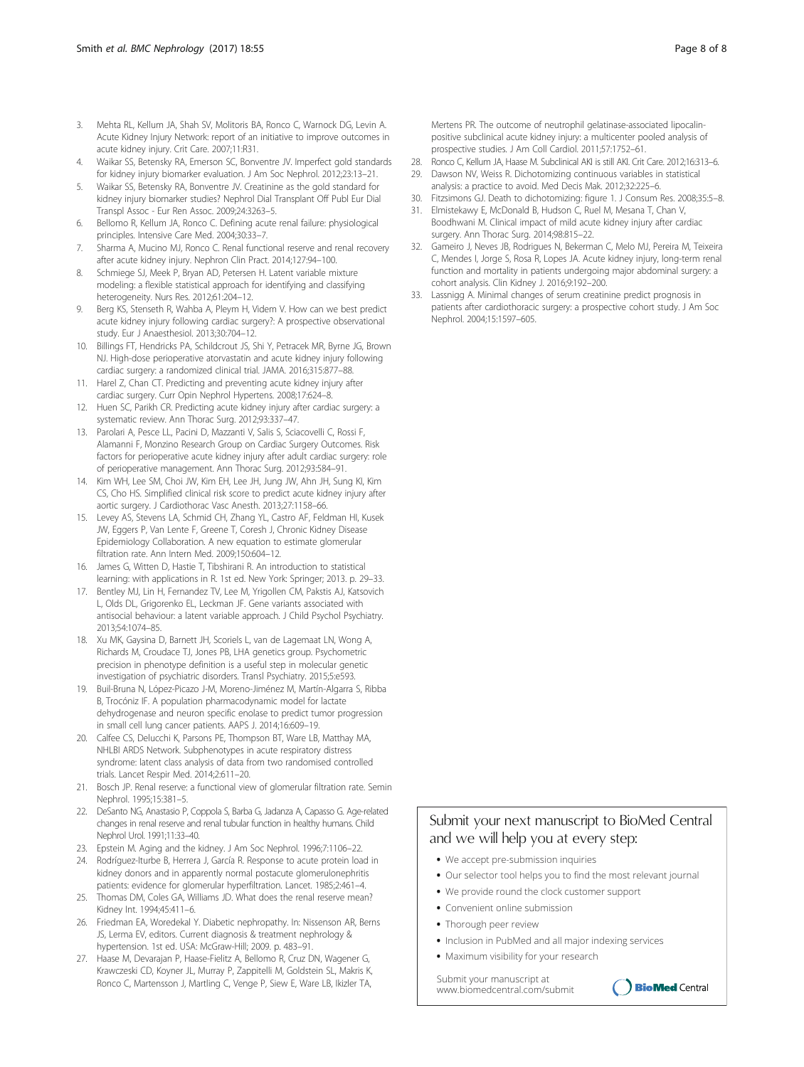3. Mehta RL, Kellum JA, Shah SV, Molitoris BA, Ronco C, Warnock DG, Levin A. Acute Kidney Injury Network: report of an initiative to improve outcomes in acute kidney injury. Crit Care. 2007;11:R31.
4. Waikar SS, Betensky RA, Emerson SC, Bonventre JV. Imperfect gold standards for kidney injury biomarker evaluation. J Am Soc Nephrol. 2012;23:13–21.
5. Waikar SS, Betensky RA, Bonventre JV. Creatinine as the gold standard for kidney injury biomarker studies? Nephrol Dial Transplant Off Publ Eur Dial Transpl Assoc - Eur Ren Assoc. 2009;24:3263–5.
6. Bellomo R, Kellum JA, Ronco C. Defining acute renal failure: physiological principles. Intensive Care Med. 2004;30:33–7.
7. Sharma A, Mucino MJ, Ronco C. Renal functional reserve and renal recovery after acute kidney injury. Nephron Clin Pract. 2014;127:94–100.
8. Schmiege SJ, Meek P, Bryan AD, Petersen H. Latent variable mixture modeling: a flexible statistical approach for identifying and classifying heterogeneity. Nurs Res. 2012;61:204–12.
9. Berg KS, Stenseth R, Wahba A, Pleym H, Videm V. How can we best predict acute kidney injury following cardiac surgery?: A prospective observational study. Eur J Anaesthesiol. 2013;30:704–12.
10. Billings FT, Hendricks PA, Schildcrout JS, Shi Y, Petracek MR, Byrne JG, Brown NJ. High-dose perioperative atorvastatin and acute kidney injury following cardiac surgery: a randomized clinical trial. JAMA. 2016;315:877–88.
11. Harel Z, Chan CT. Predicting and preventing acute kidney injury after cardiac surgery. Curr Opin Nephrol Hypertens. 2008;17:624–8.
12. Huen SC, Parikh CR. Predicting acute kidney injury after cardiac surgery: a systematic review. Ann Thorac Surg. 2012;93:337–47.
13. Parolari A, Pesce LL, Pacini D, Mazzanti V, Salis S, Sciacovelli C, Rossi F, Alamanni F, Monzino Research Group on Cardiac Surgery Outcomes. Risk factors for perioperative acute kidney injury after adult cardiac surgery: role of perioperative management. Ann Thorac Surg. 2012;93:584–91.
14. Kim WH, Lee SM, Choi JW, Kim EH, Lee JH, Jung JW, Ahn JH, Sung KI, Kim CS, Cho HS. Simplified clinical risk score to predict acute kidney injury after aortic surgery. J Cardiothorac Vasc Anesth. 2013;27:1158–66.
15. Levey AS, Stevens LA, Schmid CH, Zhang YL, Castro AF, Feldman HI, Kusek JW, Eggers P, Van Lente F, Greene T, Coresh J, Chronic Kidney Disease Epidemiology Collaboration. A new equation to estimate glomerular filtration rate. Ann Intern Med. 2009;150:604–12.
16. James G, Witten D, Hastie T, Tibshirani R. An introduction to statistical learning: with applications in R. 1st ed. New York: Springer; 2013. p. 29–33.
17. Bentley MJ, Lin H, Fernandez TV, Lee M, Yrigollen CM, Pakstis AJ, Katsovich L, Olds DL, Grigorenko EL, Leckman JF. Gene variants associated with antisocial behaviour: a latent variable approach. J Child Psychol Psychiatry. 2013;54:1074–85.
18. Xu MK, Gaysina D, Barnett JH, Scoriels L, van de Lagemaat LN, Wong A, Richards M, Croudace TJ, Jones PB, LHA genetics group. Psychometric precision in phenotype definition is a useful step in molecular genetic investigation of psychiatric disorders. Transl Psychiatry. 2015;5:e593.
19. Buil-Bruna N, López-Picazo J-M, Moreno-Jiménez M, Martín-Algarra S, Ribba B, Trocóniz IF. A population pharmacodynamic model for lactate dehydrogenase and neuron specific enolase to predict tumor progression in small cell lung cancer patients. AAPS J. 2014;16:609–19.
20. Calfee CS, Delucchi K, Parsons PE, Thompson BT, Ware LB, Matthay MA, NHLBI ARDS Network. Subphenotypes in acute respiratory distress syndrome: latent class analysis of data from two randomised controlled trials. Lancet Respir Med. 2014;2:611–20.
21. Bosch JP. Renal reserve: a functional view of glomerular filtration rate. Semin Nephrol. 1995;15:381–5.
22. DeSanto NG, Anastasio P, Coppola S, Barba G, Jadanza A, Capasso G. Age-related changes in renal reserve and renal tubular function in healthy humans. Child Nephrol Urol. 1991;11:33–40.
23. Epstein M. Aging and the kidney. J Am Soc Nephrol. 1996;7:1106–22.
24. Rodríguez-Iturbe B, Herrera J, García R. Response to acute protein load in kidney donors and in apparently normal postacute glomerulonephritis patients: evidence for glomerular hyperfiltration. Lancet. 1985;2:461–4.
25. Thomas DM, Coles GA, Williams JD. What does the renal reserve mean? Kidney Int. 1994;45:411–6.
26. Friedman EA, Woredekal Y. Diabetic nephropathy. In: Nissenson AR, Berns JS, Lerma EV, editors. Current diagnosis & treatment nephrology & hypertension. 1st ed. USA: McGraw-Hill; 2009. p. 483–91.
27. Haase M, Devarajan P, Haase-Fielitz A, Bellomo R, Cruz DN, Wagener G, Krawczeski CD, Koyner JL, Murray P, Zappitelli M, Goldstein SL, Makris K, Ronco C, Martensson J, Martling C, Venge P, Siew E, Ware LB, Ikizler TA, Mertens PR. The outcome of neutrophil gelatinase-associated lipocalin-positive subclinical acute kidney injury: a multicenter pooled analysis of prospective studies. J Am Coll Cardiol. 2011;57:1752–61.
28. Ronco C, Kellum JA, Haase M. Subclinical AKI is still AKI. Crit Care. 2012;16:313–6.
29. Dawson NV, Weiss R. Dichotomizing continuous variables in statistical analysis: a practice to avoid. Med Decis Mak. 2012;32:225–6.
30. Fitzsimons GJ. Death to dichotomizing: figure 1. J Consum Res. 2008;35:5–8.
31. Elmistekawy E, McDonald B, Hudson C, Ruel M, Mesana T, Chan V, Boodhwani M. Clinical impact of mild acute kidney injury after cardiac surgery. Ann Thorac Surg. 2014;98:815–22.
32. Gameiro J, Neves JB, Rodrigues N, Bekerman C, Melo MJ, Pereira M, Teixeira C, Mendes I, Jorge S, Rosa R, Lopes JA. Acute kidney injury, long-term renal function and mortality in patients undergoing major abdominal surgery: a cohort analysis. Clin Kidney J. 2016;9:192–200.
33. Lassnigg A. Minimal changes of serum creatinine predict prognosis in patients after cardiothoracic surgery: a prospective cohort study. J Am Soc Nephrol. 2004;15:1597–605.

## Submit your next manuscript to BioMed Central and we will help you at every step:

- We accept pre-submission inquiries
- Our selector tool helps you to find the most relevant journal
- We provide round the clock customer support
- Convenient online submission
- Thorough peer review
- Inclusion in PubMed and all major indexing services
- Maximum visibility for your research

Submit your manuscript at
www.biomedcentral.com/submit

BioMed Central